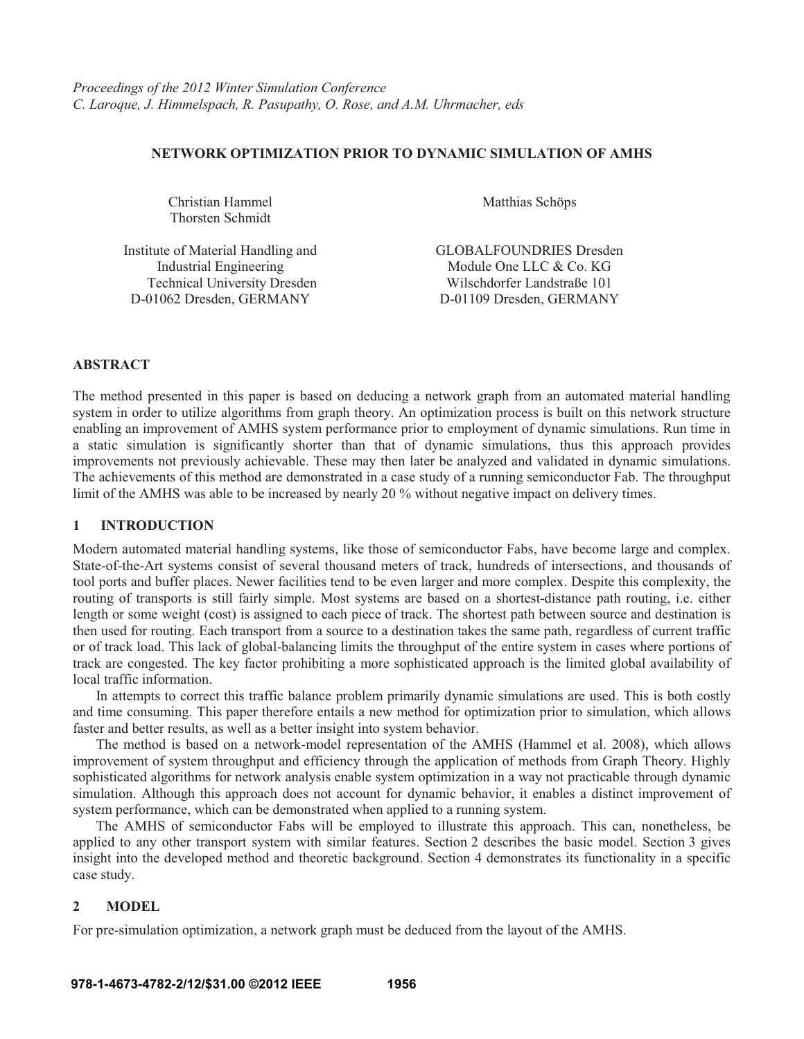*Proceedings of the 2012 Winter Simulation Conference*
*C. Laroque, J. Himmelspach, R. Pasupathy, O. Rose, and A.M. Uhrmacher, eds*

# NETWORK OPTIMIZATION PRIOR TO DYNAMIC SIMULATION OF AMHS

Christian Hammel
Thorsten Schmidt

Institute of Material Handling and Industrial Engineering
Technical University Dresden
D-01062 Dresden, GERMANY

Matthias Schöps

GLOBALFOUNDRIES Dresden
Module One LLC & Co. KG
Wilschdorfer Landstraße 101
D-01109 Dresden, GERMANY

## ABSTRACT

The method presented in this paper is based on deducing a network graph from an automated material handling system in order to utilize algorithms from graph theory. An optimization process is built on this network structure enabling an improvement of AMHS system performance prior to employment of dynamic simulations. Run time in a static simulation is significantly shorter than that of dynamic simulations, thus this approach provides improvements not previously achievable. These may then later be analyzed and validated in dynamic simulations. The achievements of this method are demonstrated in a case study of a running semiconductor Fab. The throughput limit of the AMHS was able to be increased by nearly 20 % without negative impact on delivery times.

## 1 INTRODUCTION

Modern automated material handling systems, like those of semiconductor Fabs, have become large and complex. State-of-the-Art systems consist of several thousand meters of track, hundreds of intersections, and thousands of tool ports and buffer places. Newer facilities tend to be even larger and more complex. Despite this complexity, the routing of transports is still fairly simple. Most systems are based on a shortest-distance path routing, i.e. either length or some weight (cost) is assigned to each piece of track. The shortest path between source and destination is then used for routing. Each transport from a source to a destination takes the same path, regardless of current traffic or of track load. This lack of global-balancing limits the throughput of the entire system in cases where portions of track are congested. The key factor prohibiting a more sophisticated approach is the limited global availability of local traffic information.

In attempts to correct this traffic balance problem primarily dynamic simulations are used. This is both costly and time consuming. This paper therefore entails a new method for optimization prior to simulation, which allows faster and better results, as well as a better insight into system behavior.

The method is based on a network-model representation of the AMHS (Hammel et al. 2008), which allows improvement of system throughput and efficiency through the application of methods from Graph Theory. Highly sophisticated algorithms for network analysis enable system optimization in a way not practicable through dynamic simulation. Although this approach does not account for dynamic behavior, it enables a distinct improvement of system performance, which can be demonstrated when applied to a running system.

The AMHS of semiconductor Fabs will be employed to illustrate this approach. This can, nonetheless, be applied to any other transport system with similar features. Section 2 describes the basic model. Section 3 gives insight into the developed method and theoretic background. Section 4 demonstrates its functionality in a specific case study.

## 2 MODEL

For pre-simulation optimization, a network graph must be deduced from the layout of the AMHS.

978-1-4673-4782-2/12/$31.00 ©2012 IEEE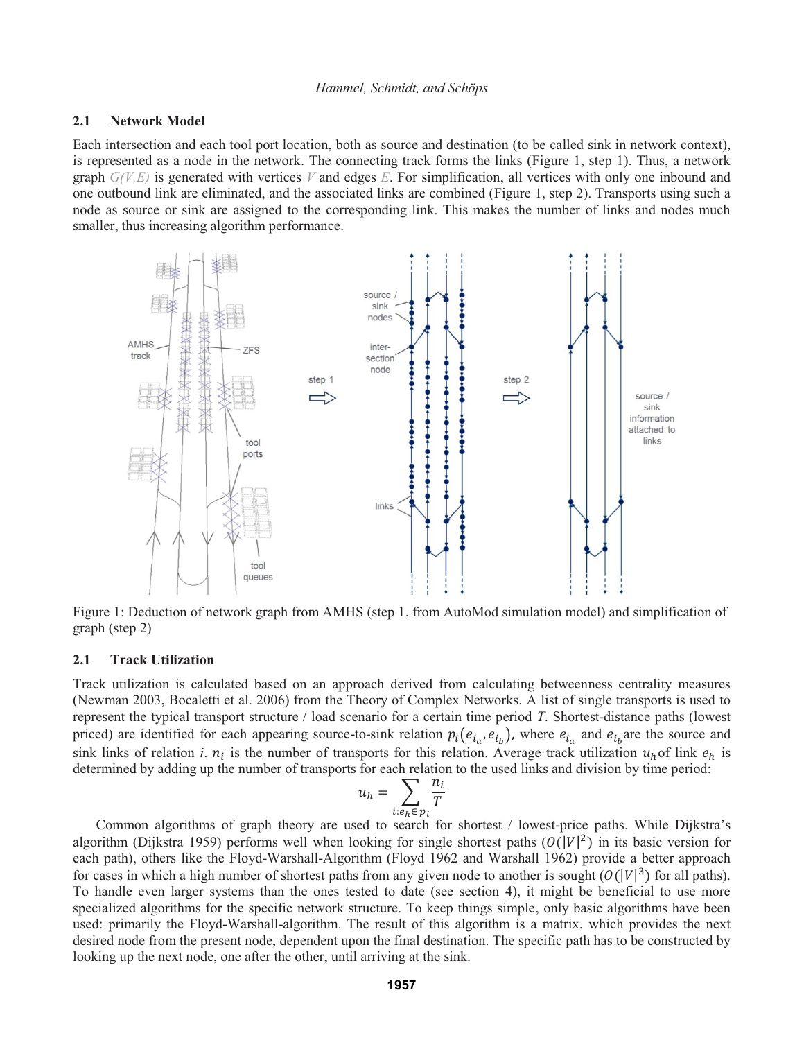### 2.1 Network Model

Each intersection and each tool port location, both as source and destination (to be called sink in network context), is represented as a node in the network. The connecting track forms the links (Figure 1, step 1). Thus, a network graph *G(V,E)* is generated with vertices *V* and edges *E*. For simplification, all vertices with only one inbound and one outbound link are eliminated, and the associated links are combined (Figure 1, step 2). Transports using such a node as source or sink are assigned to the corresponding link. This makes the number of links and nodes much smaller, thus increasing algorithm performance.

Figure 1: Deduction of network graph from AMHS (step 1, from AutoMod simulation model) and simplification of graph (step 2)

### 2.1 Track Utilization

Track utilization is calculated based on an approach derived from calculating betweenness centrality measures (Newman 2003, Bocaletti et al. 2006) from the Theory of Complex Networks. A list of single transports is used to represent the typical transport structure / load scenario for a certain time period *T*. Shortest-distance paths (lowest priced) are identified for each appearing source-to-sink relation $p_i(e_{i_a}, e_{i_b})$, where $e_{i_a}$ and $e_{i_b}$ are the source and sink links of relation *i*. $n_i$ is the number of transports for this relation. Average track utilization $u_h$ of link $e_h$ is determined by adding up the number of transports for each relation to the used links and division by time period:

$$u_h = \sum_{i:e_h \in p_i} \frac{n_i}{T}$$

Common algorithms of graph theory are used to search for shortest / lowest-price paths. While Dijkstra's algorithm (Dijkstra 1959) performs well when looking for single shortest paths ($O(|V|^2)$ in its basic version for each path), others like the Floyd-Warshall-Algorithm (Floyd 1962 and Warshall 1962) provide a better approach for cases in which a high number of shortest paths from any given node to another is sought ($O(|V|^3)$ for all paths). To handle even larger systems than the ones tested to date (see section 4), it might be beneficial to use more specialized algorithms for the specific network structure. To keep things simple, only basic algorithms have been used: primarily the Floyd-Warshall-algorithm. The result of this algorithm is a matrix, which provides the next desired node from the present node, dependent upon the final destination. The specific path has to be constructed by looking up the next node, one after the other, until arriving at the sink.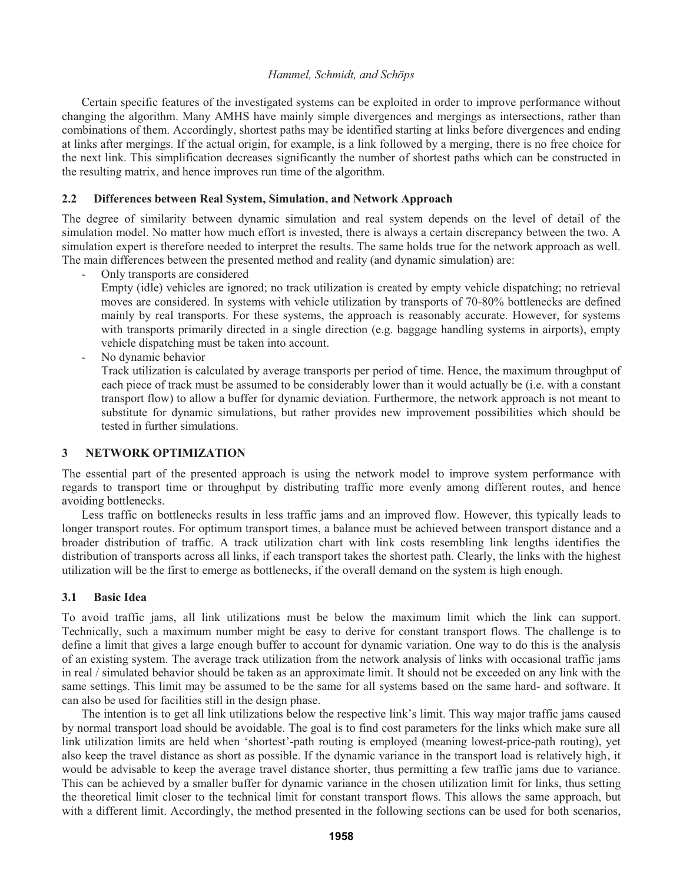Certain specific features of the investigated systems can be exploited in order to improve performance without changing the algorithm. Many AMHS have mainly simple divergences and mergings as intersections, rather than combinations of them. Accordingly, shortest paths may be identified starting at links before divergences and ending at links after mergings. If the actual origin, for example, is a link followed by a merging, there is no free choice for the next link. This simplification decreases significantly the number of shortest paths which can be constructed in the resulting matrix, and hence improves run time of the algorithm.

### 2.2 Differences between Real System, Simulation, and Network Approach

The degree of similarity between dynamic simulation and real system depends on the level of detail of the simulation model. No matter how much effort is invested, there is always a certain discrepancy between the two. A simulation expert is therefore needed to interpret the results. The same holds true for the network approach as well. The main differences between the presented method and reality (and dynamic simulation) are:

- Only transports are considered
  Empty (idle) vehicles are ignored; no track utilization is created by empty vehicle dispatching; no retrieval moves are considered. In systems with vehicle utilization by transports of 70-80% bottlenecks are defined mainly by real transports. For these systems, the approach is reasonably accurate. However, for systems with transports primarily directed in a single direction (e.g. baggage handling systems in airports), empty vehicle dispatching must be taken into account.
- No dynamic behavior
  Track utilization is calculated by average transports per period of time. Hence, the maximum throughput of each piece of track must be assumed to be considerably lower than it would actually be (i.e. with a constant transport flow) to allow a buffer for dynamic deviation. Furthermore, the network approach is not meant to substitute for dynamic simulations, but rather provides new improvement possibilities which should be tested in further simulations.

## 3 NETWORK OPTIMIZATION

The essential part of the presented approach is using the network model to improve system performance with regards to transport time or throughput by distributing traffic more evenly among different routes, and hence avoiding bottlenecks.

Less traffic on bottlenecks results in less traffic jams and an improved flow. However, this typically leads to longer transport routes. For optimum transport times, a balance must be achieved between transport distance and a broader distribution of traffic. A track utilization chart with link costs resembling link lengths identifies the distribution of transports across all links, if each transport takes the shortest path. Clearly, the links with the highest utilization will be the first to emerge as bottlenecks, if the overall demand on the system is high enough.

### 3.1 Basic Idea

To avoid traffic jams, all link utilizations must be below the maximum limit which the link can support. Technically, such a maximum number might be easy to derive for constant transport flows. The challenge is to define a limit that gives a large enough buffer to account for dynamic variation. One way to do this is the analysis of an existing system. The average track utilization from the network analysis of links with occasional traffic jams in real / simulated behavior should be taken as an approximate limit. It should not be exceeded on any link with the same settings. This limit may be assumed to be the same for all systems based on the same hard- and software. It can also be used for facilities still in the design phase.

The intention is to get all link utilizations below the respective link's limit. This way major traffic jams caused by normal transport load should be avoidable. The goal is to find cost parameters for the links which make sure all link utilization limits are held when 'shortest'-path routing is employed (meaning lowest-price-path routing), yet also keep the travel distance as short as possible. If the dynamic variance in the transport load is relatively high, it would be advisable to keep the average travel distance shorter, thus permitting a few traffic jams due to variance. This can be achieved by a smaller buffer for dynamic variance in the chosen utilization limit for links, thus setting the theoretical limit closer to the technical limit for constant transport flows. This allows the same approach, but with a different limit. Accordingly, the method presented in the following sections can be used for both scenarios,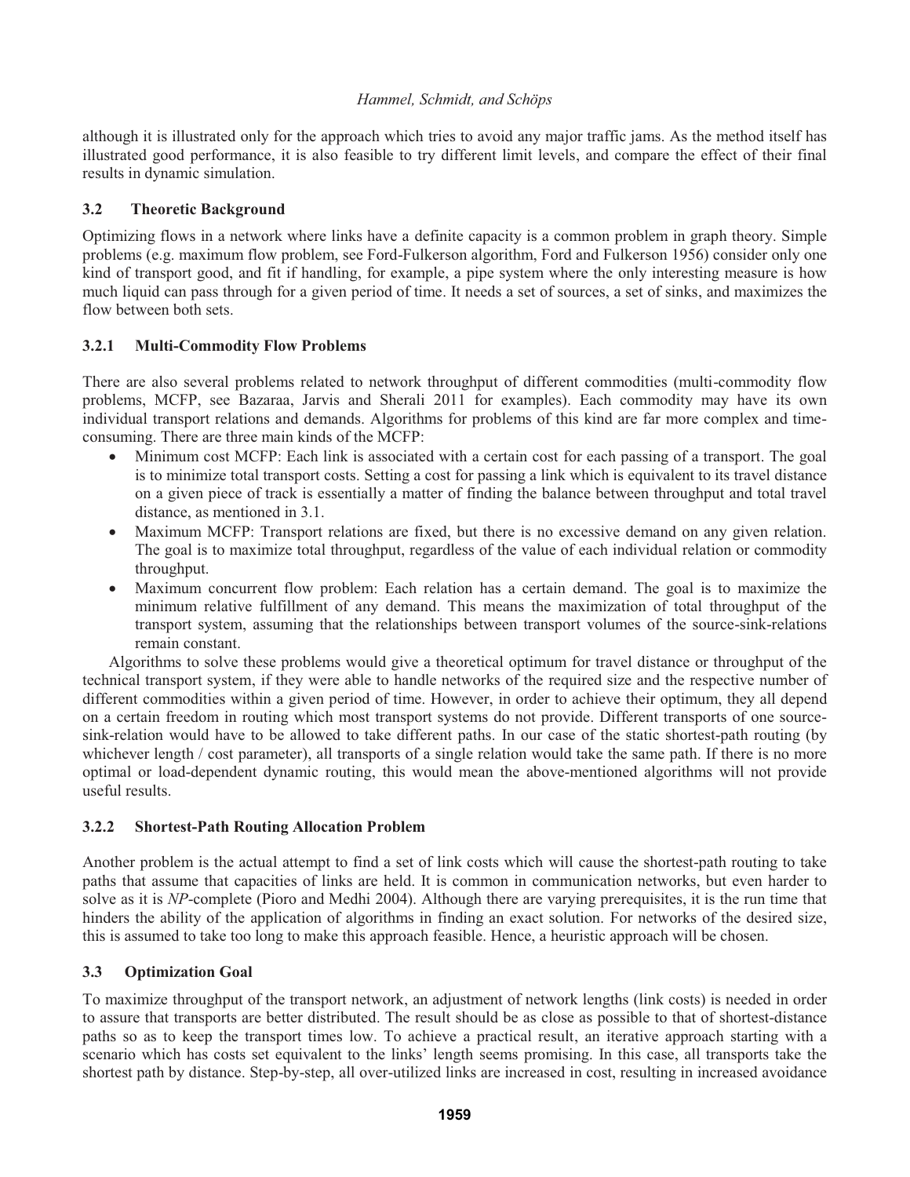although it is illustrated only for the approach which tries to avoid any major traffic jams. As the method itself has illustrated good performance, it is also feasible to try different limit levels, and compare the effect of their final results in dynamic simulation.

## 3.2 Theoretic Background

Optimizing flows in a network where links have a definite capacity is a common problem in graph theory. Simple problems (e.g. maximum flow problem, see Ford-Fulkerson algorithm, Ford and Fulkerson 1956) consider only one kind of transport good, and fit if handling, for example, a pipe system where the only interesting measure is how much liquid can pass through for a given period of time. It needs a set of sources, a set of sinks, and maximizes the flow between both sets.

### 3.2.1 Multi-Commodity Flow Problems

There are also several problems related to network throughput of different commodities (multi-commodity flow problems, MCFP, see Bazaraa, Jarvis and Sherali 2011 for examples). Each commodity may have its own individual transport relations and demands. Algorithms for problems of this kind are far more complex and time-consuming. There are three main kinds of the MCFP:

- Minimum cost MCFP: Each link is associated with a certain cost for each passing of a transport. The goal is to minimize total transport costs. Setting a cost for passing a link which is equivalent to its travel distance on a given piece of track is essentially a matter of finding the balance between throughput and total travel distance, as mentioned in 3.1.
- Maximum MCFP: Transport relations are fixed, but there is no excessive demand on any given relation. The goal is to maximize total throughput, regardless of the value of each individual relation or commodity throughput.
- Maximum concurrent flow problem: Each relation has a certain demand. The goal is to maximize the minimum relative fulfillment of any demand. This means the maximization of total throughput of the transport system, assuming that the relationships between transport volumes of the source-sink-relations remain constant.

Algorithms to solve these problems would give a theoretical optimum for travel distance or throughput of the technical transport system, if they were able to handle networks of the required size and the respective number of different commodities within a given period of time. However, in order to achieve their optimum, they all depend on a certain freedom in routing which most transport systems do not provide. Different transports of one source-sink-relation would have to be allowed to take different paths. In our case of the static shortest-path routing (by whichever length / cost parameter), all transports of a single relation would take the same path. If there is no more optimal or load-dependent dynamic routing, this would mean the above-mentioned algorithms will not provide useful results.

### 3.2.2 Shortest-Path Routing Allocation Problem

Another problem is the actual attempt to find a set of link costs which will cause the shortest-path routing to take paths that assume that capacities of links are held. It is common in communication networks, but even harder to solve as it is *NP*-complete (Pioro and Medhi 2004). Although there are varying prerequisites, it is the run time that hinders the ability of the application of algorithms in finding an exact solution. For networks of the desired size, this is assumed to take too long to make this approach feasible. Hence, a heuristic approach will be chosen.

## 3.3 Optimization Goal

To maximize throughput of the transport network, an adjustment of network lengths (link costs) is needed in order to assure that transports are better distributed. The result should be as close as possible to that of shortest-distance paths so as to keep the transport times low. To achieve a practical result, an iterative approach starting with a scenario which has costs set equivalent to the links' length seems promising. In this case, all transports take the shortest path by distance. Step-by-step, all over-utilized links are increased in cost, resulting in increased avoidance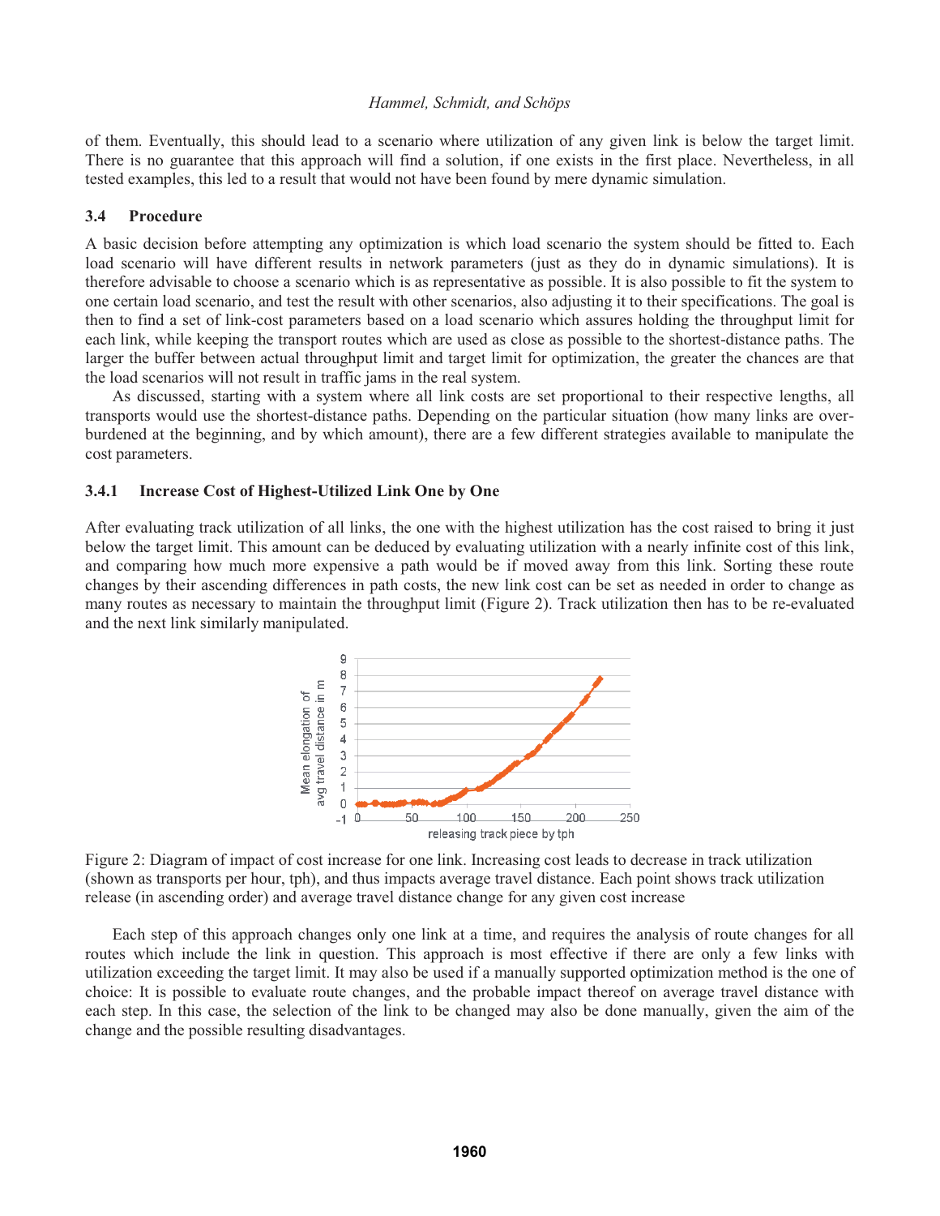of them. Eventually, this should lead to a scenario where utilization of any given link is below the target limit. There is no guarantee that this approach will find a solution, if one exists in the first place. Nevertheless, in all tested examples, this led to a result that would not have been found by mere dynamic simulation.

### 3.4 Procedure

A basic decision before attempting any optimization is which load scenario the system should be fitted to. Each load scenario will have different results in network parameters (just as they do in dynamic simulations). It is therefore advisable to choose a scenario which is as representative as possible. It is also possible to fit the system to one certain load scenario, and test the result with other scenarios, also adjusting it to their specifications. The goal is then to find a set of link-cost parameters based on a load scenario which assures holding the throughput limit for each link, while keeping the transport routes which are used as close as possible to the shortest-distance paths. The larger the buffer between actual throughput limit and target limit for optimization, the greater the chances are that the load scenarios will not result in traffic jams in the real system.

As discussed, starting with a system where all link costs are set proportional to their respective lengths, all transports would use the shortest-distance paths. Depending on the particular situation (how many links are overburdened at the beginning, and by which amount), there are a few different strategies available to manipulate the cost parameters.

#### 3.4.1 Increase Cost of Highest-Utilized Link One by One

After evaluating track utilization of all links, the one with the highest utilization has the cost raised to bring it just below the target limit. This amount can be deduced by evaluating utilization with a nearly infinite cost of this link, and comparing how much more expensive a path would be if moved away from this link. Sorting these route changes by their ascending differences in path costs, the new link cost can be set as needed in order to change as many routes as necessary to maintain the throughput limit (Figure 2). Track utilization then has to be re-evaluated and the next link similarly manipulated.

Mean elongation of avg travel distance in m

9
8
7
6
5
4
3
2
1
0
-1

0 50 100 150 200 250

releasing track piece by tph

Figure 2: Diagram of impact of cost increase for one link. Increasing cost leads to decrease in track utilization (shown as transports per hour, tph), and thus impacts average travel distance. Each point shows track utilization release (in ascending order) and average travel distance change for any given cost increase

Each step of this approach changes only one link at a time, and requires the analysis of route changes for all routes which include the link in question. This approach is most effective if there are only a few links with utilization exceeding the target limit. It may also be used if a manually supported optimization method is the one of choice: It is possible to evaluate route changes, and the probable impact thereof on average travel distance with each step. In this case, the selection of the link to be changed may also be done manually, given the aim of the change and the possible resulting disadvantages.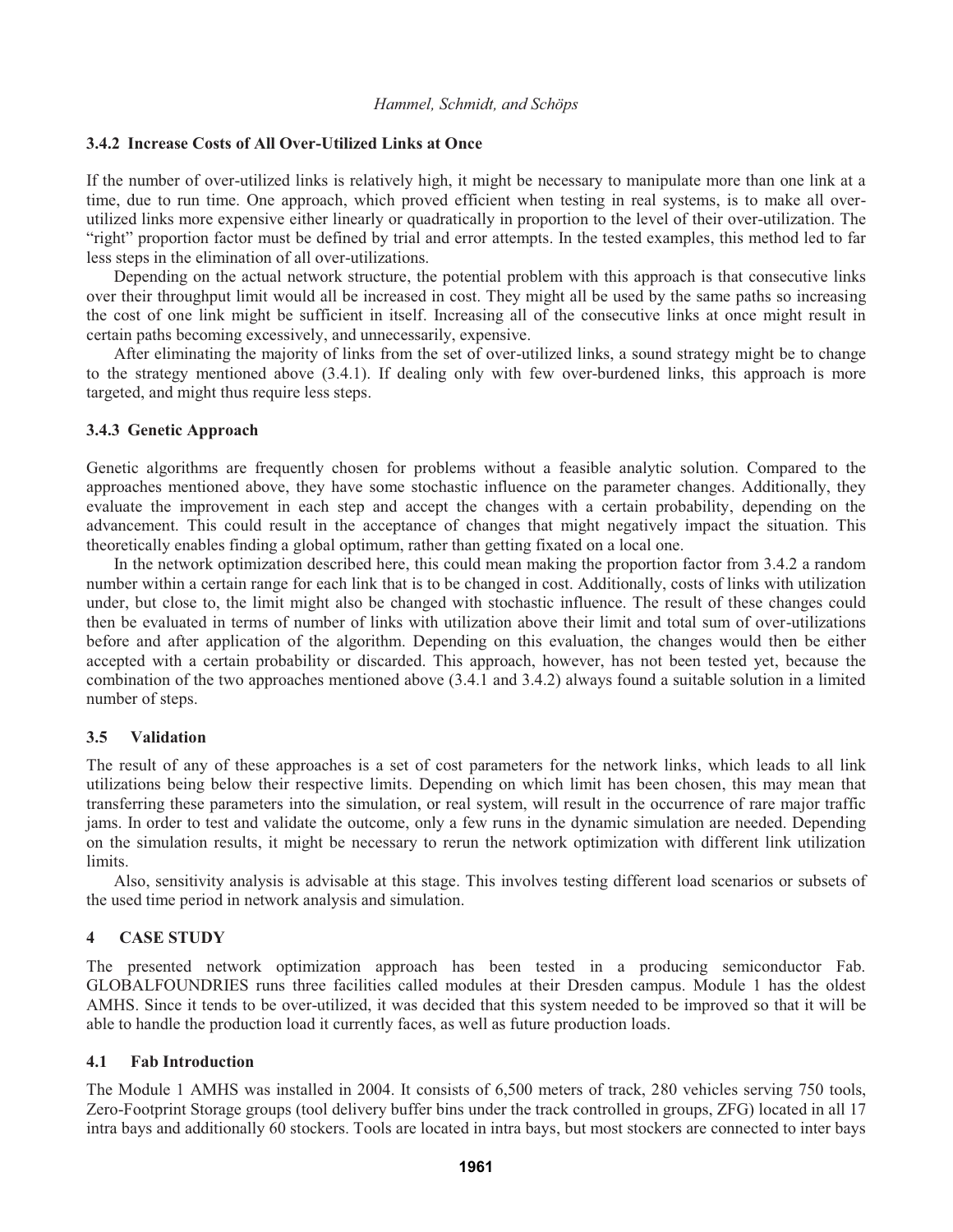### 3.4.2 Increase Costs of All Over-Utilized Links at Once

If the number of over-utilized links is relatively high, it might be necessary to manipulate more than one link at a time, due to run time. One approach, which proved efficient when testing in real systems, is to make all over-utilized links more expensive either linearly or quadratically in proportion to the level of their over-utilization. The "right" proportion factor must be defined by trial and error attempts. In the tested examples, this method led to far less steps in the elimination of all over-utilizations.

Depending on the actual network structure, the potential problem with this approach is that consecutive links over their throughput limit would all be increased in cost. They might all be used by the same paths so increasing the cost of one link might be sufficient in itself. Increasing all of the consecutive links at once might result in certain paths becoming excessively, and unnecessarily, expensive.

After eliminating the majority of links from the set of over-utilized links, a sound strategy might be to change to the strategy mentioned above (3.4.1). If dealing only with few over-burdened links, this approach is more targeted, and might thus require less steps.

### 3.4.3 Genetic Approach

Genetic algorithms are frequently chosen for problems without a feasible analytic solution. Compared to the approaches mentioned above, they have some stochastic influence on the parameter changes. Additionally, they evaluate the improvement in each step and accept the changes with a certain probability, depending on the advancement. This could result in the acceptance of changes that might negatively impact the situation. This theoretically enables finding a global optimum, rather than getting fixated on a local one.

In the network optimization described here, this could mean making the proportion factor from 3.4.2 a random number within a certain range for each link that is to be changed in cost. Additionally, costs of links with utilization under, but close to, the limit might also be changed with stochastic influence. The result of these changes could then be evaluated in terms of number of links with utilization above their limit and total sum of over-utilizations before and after application of the algorithm. Depending on this evaluation, the changes would then be either accepted with a certain probability or discarded. This approach, however, has not been tested yet, because the combination of the two approaches mentioned above (3.4.1 and 3.4.2) always found a suitable solution in a limited number of steps.

## 3.5 Validation

The result of any of these approaches is a set of cost parameters for the network links, which leads to all link utilizations being below their respective limits. Depending on which limit has been chosen, this may mean that transferring these parameters into the simulation, or real system, will result in the occurrence of rare major traffic jams. In order to test and validate the outcome, only a few runs in the dynamic simulation are needed. Depending on the simulation results, it might be necessary to rerun the network optimization with different link utilization limits.

Also, sensitivity analysis is advisable at this stage. This involves testing different load scenarios or subsets of the used time period in network analysis and simulation.

# 4 CASE STUDY

The presented network optimization approach has been tested in a producing semiconductor Fab. GLOBALFOUNDRIES runs three facilities called modules at their Dresden campus. Module 1 has the oldest AMHS. Since it tends to be over-utilized, it was decided that this system needed to be improved so that it will be able to handle the production load it currently faces, as well as future production loads.

## 4.1 Fab Introduction

The Module 1 AMHS was installed in 2004. It consists of 6,500 meters of track, 280 vehicles serving 750 tools, Zero-Footprint Storage groups (tool delivery buffer bins under the track controlled in groups, ZFG) located in all 17 intra bays and additionally 60 stockers. Tools are located in intra bays, but most stockers are connected to inter bays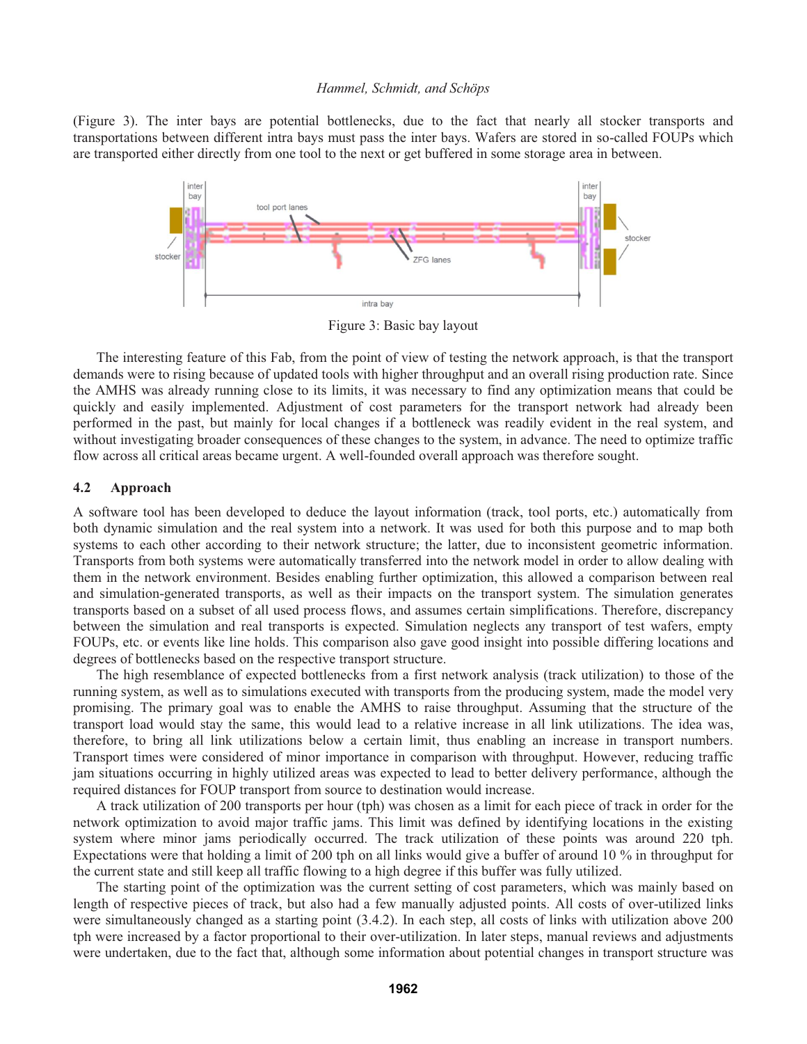(Figure 3). The inter bays are potential bottlenecks, due to the fact that nearly all stocker transports and transportations between different intra bays must pass the inter bays. Wafers are stored in so-called FOUPs which are transported either directly from one tool to the next or get buffered in some storage area in between.

Figure 3: Basic bay layout

The interesting feature of this Fab, from the point of view of testing the network approach, is that the transport demands were to rising because of updated tools with higher throughput and an overall rising production rate. Since the AMHS was already running close to its limits, it was necessary to find any optimization means that could be quickly and easily implemented. Adjustment of cost parameters for the transport network had already been performed in the past, but mainly for local changes if a bottleneck was readily evident in the real system, and without investigating broader consequences of these changes to the system, in advance. The need to optimize traffic flow across all critical areas became urgent. A well-founded overall approach was therefore sought.

### 4.2 Approach

A software tool has been developed to deduce the layout information (track, tool ports, etc.) automatically from both dynamic simulation and the real system into a network. It was used for both this purpose and to map both systems to each other according to their network structure; the latter, due to inconsistent geometric information. Transports from both systems were automatically transferred into the network model in order to allow dealing with them in the network environment. Besides enabling further optimization, this allowed a comparison between real and simulation-generated transports, as well as their impacts on the transport system. The simulation generates transports based on a subset of all used process flows, and assumes certain simplifications. Therefore, discrepancy between the simulation and real transports is expected. Simulation neglects any transport of test wafers, empty FOUPs, etc. or events like line holds. This comparison also gave good insight into possible differing locations and degrees of bottlenecks based on the respective transport structure.

The high resemblance of expected bottlenecks from a first network analysis (track utilization) to those of the running system, as well as to simulations executed with transports from the producing system, made the model very promising. The primary goal was to enable the AMHS to raise throughput. Assuming that the structure of the transport load would stay the same, this would lead to a relative increase in all link utilizations. The idea was, therefore, to bring all link utilizations below a certain limit, thus enabling an increase in transport numbers. Transport times were considered of minor importance in comparison with throughput. However, reducing traffic jam situations occurring in highly utilized areas was expected to lead to better delivery performance, although the required distances for FOUP transport from source to destination would increase.

A track utilization of 200 transports per hour (tph) was chosen as a limit for each piece of track in order for the network optimization to avoid major traffic jams. This limit was defined by identifying locations in the existing system where minor jams periodically occurred. The track utilization of these points was around 220 tph. Expectations were that holding a limit of 200 tph on all links would give a buffer of around 10 % in throughput for the current state and still keep all traffic flowing to a high degree if this buffer was fully utilized.

The starting point of the optimization was the current setting of cost parameters, which was mainly based on length of respective pieces of track, but also had a few manually adjusted points. All costs of over-utilized links were simultaneously changed as a starting point (3.4.2). In each step, all costs of links with utilization above 200 tph were increased by a factor proportional to their over-utilization. In later steps, manual reviews and adjustments were undertaken, due to the fact that, although some information about potential changes in transport structure was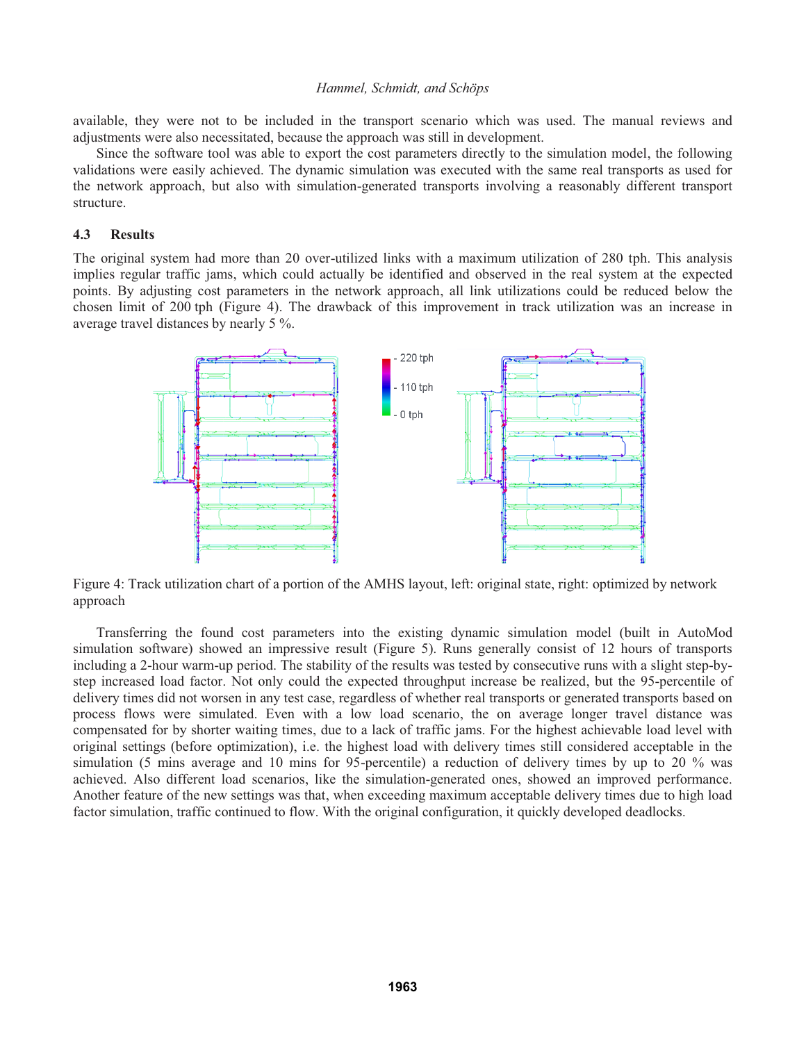available, they were not to be included in the transport scenario which was used. The manual reviews and adjustments were also necessitated, because the approach was still in development.

Since the software tool was able to export the cost parameters directly to the simulation model, the following validations were easily achieved. The dynamic simulation was executed with the same real transports as used for the network approach, but also with simulation-generated transports involving a reasonably different transport structure.

### 4.3 Results

The original system had more than 20 over-utilized links with a maximum utilization of 280 tph. This analysis implies regular traffic jams, which could actually be identified and observed in the real system at the expected points. By adjusting cost parameters in the network approach, all link utilizations could be reduced below the chosen limit of 200 tph (Figure 4). The drawback of this improvement in track utilization was an increase in average travel distances by nearly 5 %.

Figure 4: Track utilization chart of a portion of the AMHS layout, left: original state, right: optimized by network approach

Transferring the found cost parameters into the existing dynamic simulation model (built in AutoMod simulation software) showed an impressive result (Figure 5). Runs generally consist of 12 hours of transports including a 2-hour warm-up period. The stability of the results was tested by consecutive runs with a slight step-by-step increased load factor. Not only could the expected throughput increase be realized, but the 95-percentile of delivery times did not worsen in any test case, regardless of whether real transports or generated transports based on process flows were simulated. Even with a low load scenario, the on average longer travel distance was compensated for by shorter waiting times, due to a lack of traffic jams. For the highest achievable load level with original settings (before optimization), i.e. the highest load with delivery times still considered acceptable in the simulation (5 mins average and 10 mins for 95-percentile) a reduction of delivery times by up to 20 % was achieved. Also different load scenarios, like the simulation-generated ones, showed an improved performance. Another feature of the new settings was that, when exceeding maximum acceptable delivery times due to high load factor simulation, traffic continued to flow. With the original configuration, it quickly developed deadlocks.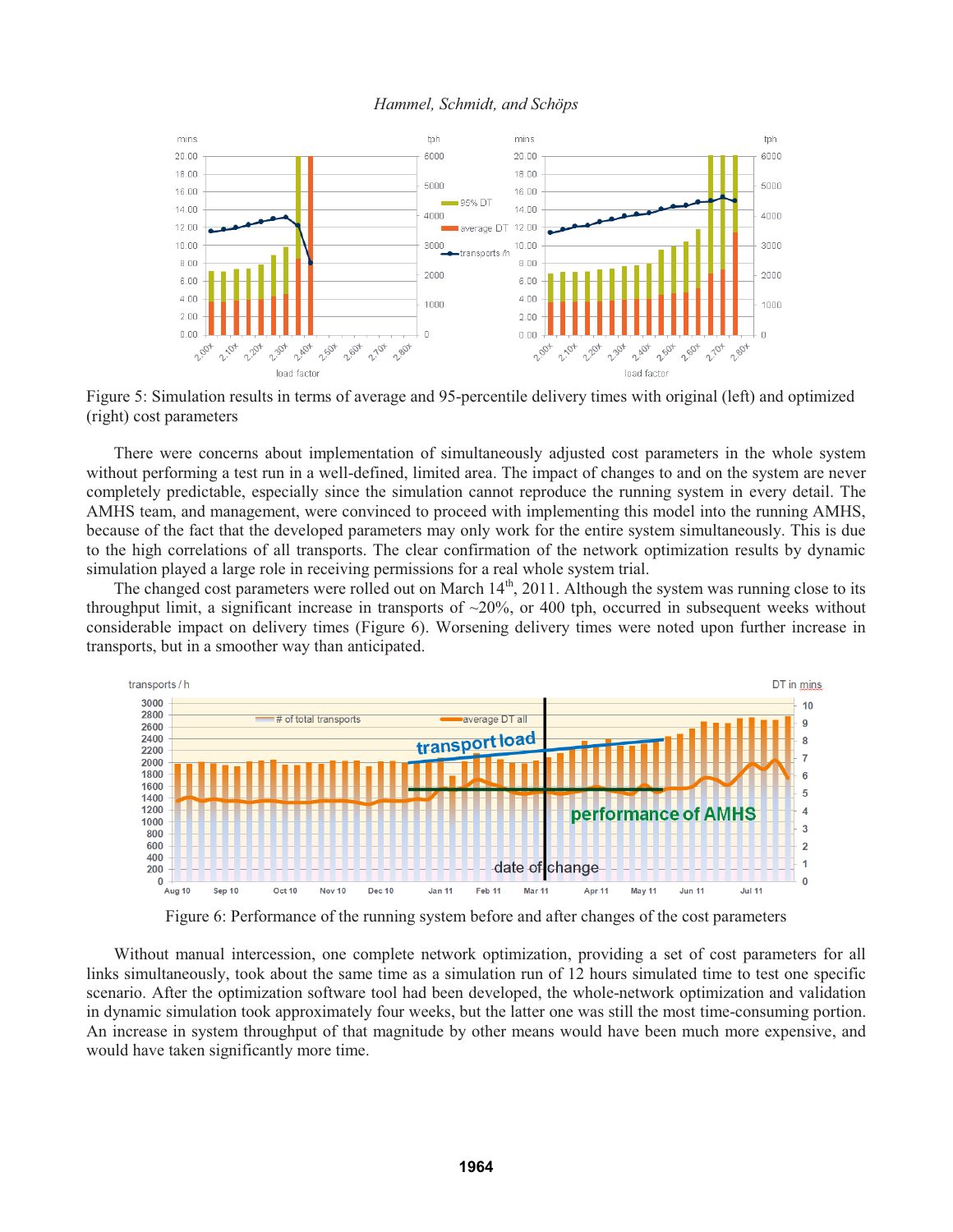Figure 5: Simulation results in terms of average and 95-percentile delivery times with original (left) and optimized (right) cost parameters

There were concerns about implementation of simultaneously adjusted cost parameters in the whole system without performing a test run in a well-defined, limited area. The impact of changes to and on the system are never completely predictable, especially since the simulation cannot reproduce the running system in every detail. The AMHS team, and management, were convinced to proceed with implementing this model into the running AMHS, because of the fact that the developed parameters may only work for the entire system simultaneously. This is due to the high correlations of all transports. The clear confirmation of the network optimization results by dynamic simulation played a large role in receiving permissions for a real whole system trial.

The changed cost parameters were rolled out on March 14th, 2011. Although the system was running close to its throughput limit, a significant increase in transports of ~20%, or 400 tph, occurred in subsequent weeks without considerable impact on delivery times (Figure 6). Worsening delivery times were noted upon further increase in transports, but in a smoother way than anticipated.

Figure 6: Performance of the running system before and after changes of the cost parameters

Without manual intercession, one complete network optimization, providing a set of cost parameters for all links simultaneously, took about the same time as a simulation run of 12 hours simulated time to test one specific scenario. After the optimization software tool had been developed, the whole-network optimization and validation in dynamic simulation took approximately four weeks, but the latter one was still the most time-consuming portion. An increase in system throughput of that magnitude by other means would have been much more expensive, and would have taken significantly more time.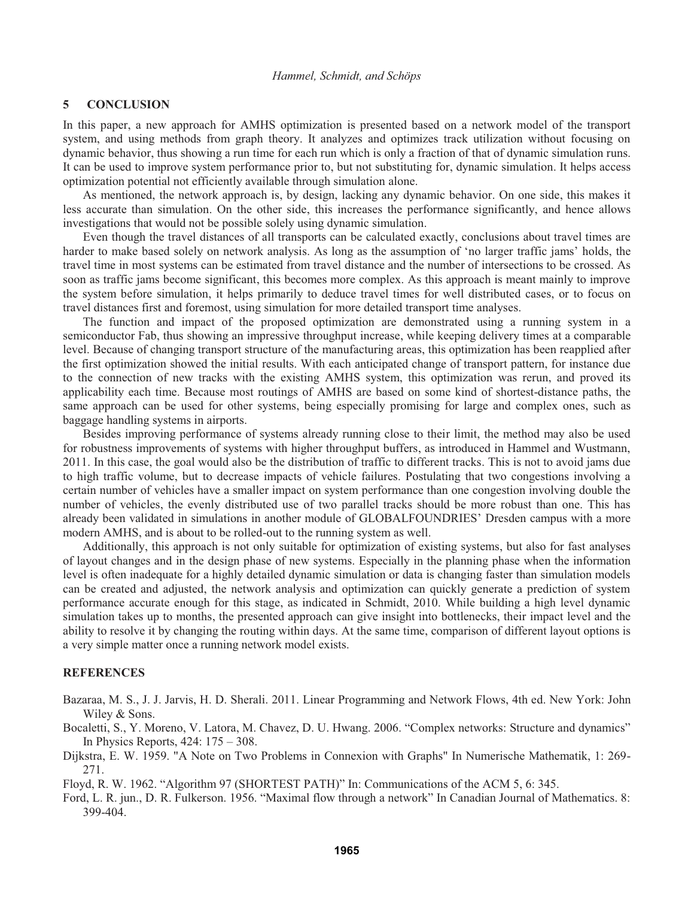## 5 CONCLUSION

In this paper, a new approach for AMHS optimization is presented based on a network model of the transport system, and using methods from graph theory. It analyzes and optimizes track utilization without focusing on dynamic behavior, thus showing a run time for each run which is only a fraction of that of dynamic simulation runs. It can be used to improve system performance prior to, but not substituting for, dynamic simulation. It helps access optimization potential not efficiently available through simulation alone.

As mentioned, the network approach is, by design, lacking any dynamic behavior. On one side, this makes it less accurate than simulation. On the other side, this increases the performance significantly, and hence allows investigations that would not be possible solely using dynamic simulation.

Even though the travel distances of all transports can be calculated exactly, conclusions about travel times are harder to make based solely on network analysis. As long as the assumption of 'no larger traffic jams' holds, the travel time in most systems can be estimated from travel distance and the number of intersections to be crossed. As soon as traffic jams become significant, this becomes more complex. As this approach is meant mainly to improve the system before simulation, it helps primarily to deduce travel times for well distributed cases, or to focus on travel distances first and foremost, using simulation for more detailed transport time analyses.

The function and impact of the proposed optimization are demonstrated using a running system in a semiconductor Fab, thus showing an impressive throughput increase, while keeping delivery times at a comparable level. Because of changing transport structure of the manufacturing areas, this optimization has been reapplied after the first optimization showed the initial results. With each anticipated change of transport pattern, for instance due to the connection of new tracks with the existing AMHS system, this optimization was rerun, and proved its applicability each time. Because most routings of AMHS are based on some kind of shortest-distance paths, the same approach can be used for other systems, being especially promising for large and complex ones, such as baggage handling systems in airports.

Besides improving performance of systems already running close to their limit, the method may also be used for robustness improvements of systems with higher throughput buffers, as introduced in Hammel and Wustmann, 2011. In this case, the goal would also be the distribution of traffic to different tracks. This is not to avoid jams due to high traffic volume, but to decrease impacts of vehicle failures. Postulating that two congestions involving a certain number of vehicles have a smaller impact on system performance than one congestion involving double the number of vehicles, the evenly distributed use of two parallel tracks should be more robust than one. This has already been validated in simulations in another module of GLOBALFOUNDRIES' Dresden campus with a more modern AMHS, and is about to be rolled-out to the running system as well.

Additionally, this approach is not only suitable for optimization of existing systems, but also for fast analyses of layout changes and in the design phase of new systems. Especially in the planning phase when the information level is often inadequate for a highly detailed dynamic simulation or data is changing faster than simulation models can be created and adjusted, the network analysis and optimization can quickly generate a prediction of system performance accurate enough for this stage, as indicated in Schmidt, 2010. While building a high level dynamic simulation takes up to months, the presented approach can give insight into bottlenecks, their impact level and the ability to resolve it by changing the routing within days. At the same time, comparison of different layout options is a very simple matter once a running network model exists.

## REFERENCES

Bazaraa, M. S., J. J. Jarvis, H. D. Sherali. 2011. Linear Programming and Network Flows, 4th ed. New York: John Wiley & Sons.

Bocaletti, S., Y. Moreno, V. Latora, M. Chavez, D. U. Hwang. 2006. "Complex networks: Structure and dynamics" In Physics Reports, 424: 175 – 308.

Dijkstra, E. W. 1959. "A Note on Two Problems in Connexion with Graphs" In Numerische Mathematik, 1: 269-271.

Floyd, R. W. 1962. "Algorithm 97 (SHORTEST PATH)" In: Communications of the ACM 5, 6: 345.

Ford, L. R. jun., D. R. Fulkerson. 1956. "Maximal flow through a network" In Canadian Journal of Mathematics. 8: 399-404.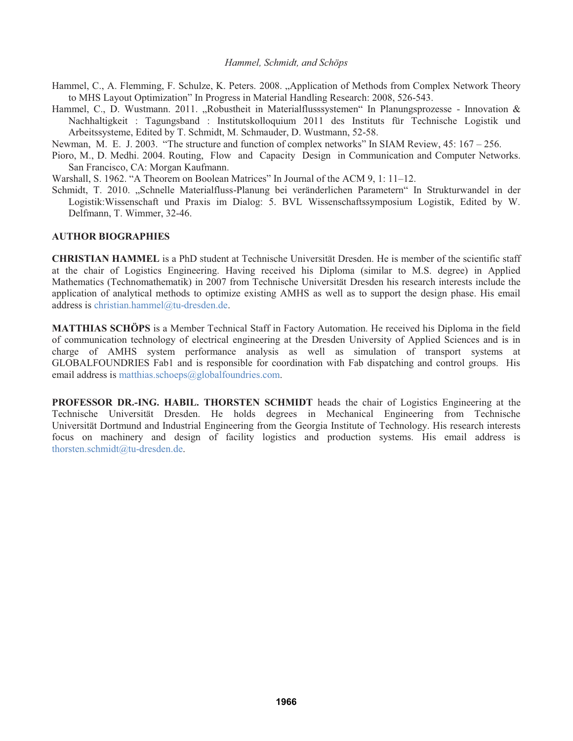Hammel, C., A. Flemming, F. Schulze, K. Peters. 2008. „Application of Methods from Complex Network Theory to MHS Layout Optimization" In Progress in Material Handling Research: 2008, 526-543.

Hammel, C., D. Wustmann. 2011. „Robustheit in Materialflusssystemen" In Planungsprozesse - Innovation & Nachhaltigkeit : Tagungsband : Institutskolloquium 2011 des Instituts für Technische Logistik und Arbeitssysteme, Edited by T. Schmidt, M. Schmauder, D. Wustmann, 52-58.

Newman, M. E. J. 2003. "The structure and function of complex networks" In SIAM Review, 45: 167 – 256.

Pioro, M., D. Medhi. 2004. Routing, Flow and Capacity Design in Communication and Computer Networks. San Francisco, CA: Morgan Kaufmann.

Warshall, S. 1962. "A Theorem on Boolean Matrices" In Journal of the ACM 9, 1: 11–12.

Schmidt, T. 2010. „Schnelle Materialfluss-Planung bei veränderlichen Parametern" In Strukturwandel in der Logistik:Wissenschaft und Praxis im Dialog: 5. BVL Wissenschaftssymposium Logistik, Edited by W. Delfmann, T. Wimmer, 32-46.

## AUTHOR BIOGRAPHIES

**CHRISTIAN HAMMEL** is a PhD student at Technische Universität Dresden. He is member of the scientific staff at the chair of Logistics Engineering. Having received his Diploma (similar to M.S. degree) in Applied Mathematics (Technomathematik) in 2007 from Technische Universität Dresden his research interests include the application of analytical methods to optimize existing AMHS as well as to support the design phase. His email address is christian.hammel@tu-dresden.de.

**MATTHIAS SCHÖPS** is a Member Technical Staff in Factory Automation. He received his Diploma in the field of communication technology of electrical engineering at the Dresden University of Applied Sciences and is in charge of AMHS system performance analysis as well as simulation of transport systems at GLOBALFOUNDRIES Fab1 and is responsible for coordination with Fab dispatching and control groups. His email address is matthias.schoeps@globalfoundries.com.

**PROFESSOR DR.-ING. HABIL. THORSTEN SCHMIDT** heads the chair of Logistics Engineering at the Technische Universität Dresden. He holds degrees in Mechanical Engineering from Technische Universität Dortmund and Industrial Engineering from the Georgia Institute of Technology. His research interests focus on machinery and design of facility logistics and production systems. His email address is thorsten.schmidt@tu-dresden.de.